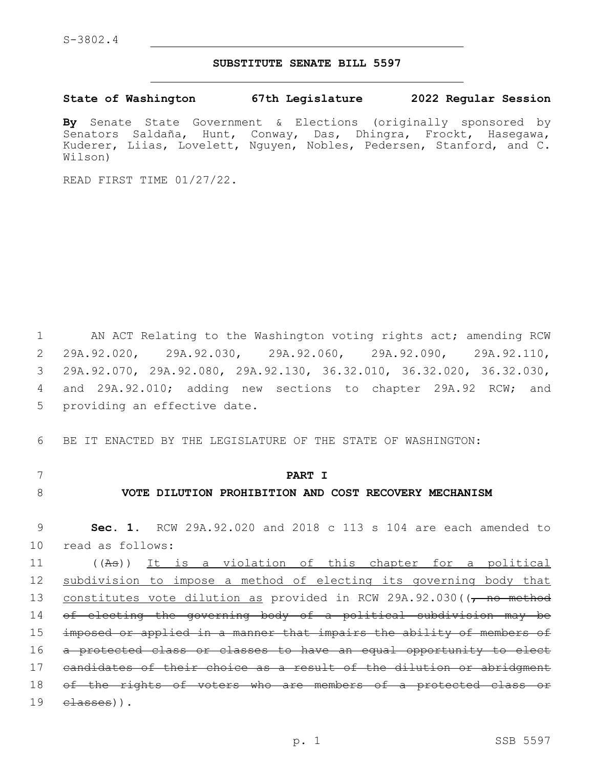S-3802.4

**SUBSTITUTE SENATE BILL 5597**

**State of Washington 67th Legislature 2022 Regular Session**

**By** Senate State Government & Elections (originally sponsored by Senators Saldaña, Hunt, Conway, Das, Dhingra, Frockt, Hasegawa, Kuderer, Liias, Lovelett, Nguyen, Nobles, Pedersen, Stanford, and C. Wilson)

READ FIRST TIME 01/27/22.

1 AN ACT Relating to the Washington voting rights act; amending RCW 2 29A.92.020, 29A.92.030, 29A.92.060, 29A.92.090, 29A.92.110, 3 29A.92.070, 29A.92.080, 29A.92.130, 36.32.010, 36.32.020, 36.32.030, 4 and 29A.92.010; adding new sections to chapter 29A.92 RCW; and 5 providing an effective date.

6 BE IT ENACTED BY THE LEGISLATURE OF THE STATE OF WASHINGTON:

7 **PART I**

8 **VOTE DILUTION PROHIBITION AND COST RECOVERY MECHANISM**

9 **Sec. 1.** RCW 29A.92.020 and 2018 c 113 s 104 are each amended to 10 read as follows:

11 ((~~As~~)) <u>It is a violation of this chapter for a political</u> 12 <u>subdivision to impose a method of electing its governing body that</u> 13 <u>constitutes vote dilution as</u> provided in RCW 29A.92.030((~~, no method~~ 14 ~~of electing the governing body of a political subdivision may be~~ 15 ~~imposed or applied in a manner that impairs the ability of members of~~ 16 ~~a protected class or classes to have an equal opportunity to elect~~ 17 ~~candidates of their choice as a result of the dilution or abridgment~~ 18 ~~of the rights of voters who are members of a protected class or~~ 19 ~~classes~~)).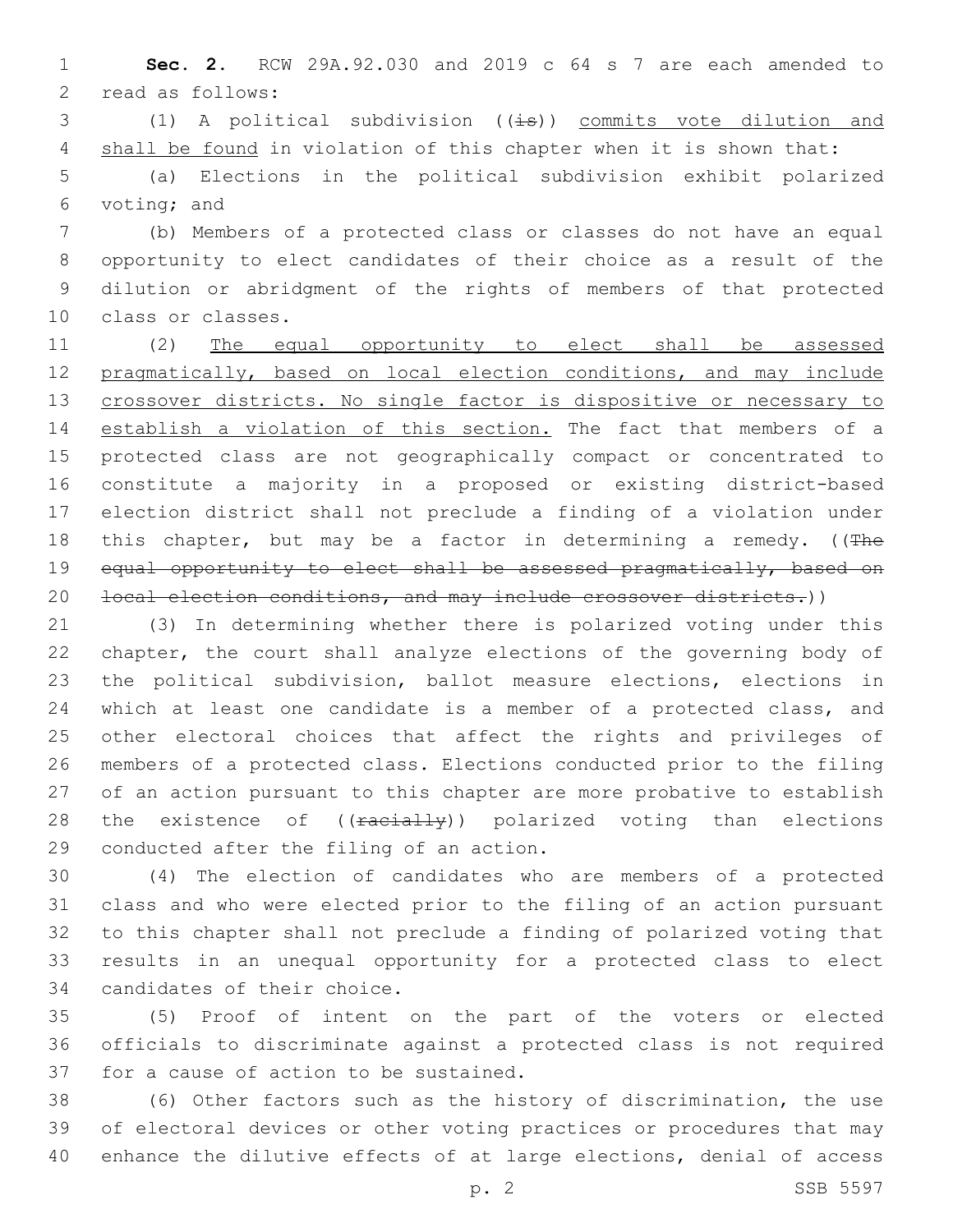**Sec. 2.** RCW 29A.92.030 and 2019 c 64 s 7 are each amended to read as follows:

(1) A political subdivision ((~~is~~)) commits vote dilution and shall be found in violation of this chapter when it is shown that:

(a) Elections in the political subdivision exhibit polarized voting; and

(b) Members of a protected class or classes do not have an equal opportunity to elect candidates of their choice as a result of the dilution or abridgment of the rights of members of that protected class or classes.

(2) The equal opportunity to elect shall be assessed pragmatically, based on local election conditions, and may include crossover districts. No single factor is dispositive or necessary to establish a violation of this section. The fact that members of a protected class are not geographically compact or concentrated to constitute a majority in a proposed or existing district-based election district shall not preclude a finding of a violation under this chapter, but may be a factor in determining a remedy. ((~~The equal opportunity to elect shall be assessed pragmatically, based on local election conditions, and may include crossover districts.~~))

(3) In determining whether there is polarized voting under this chapter, the court shall analyze elections of the governing body of the political subdivision, ballot measure elections, elections in which at least one candidate is a member of a protected class, and other electoral choices that affect the rights and privileges of members of a protected class. Elections conducted prior to the filing of an action pursuant to this chapter are more probative to establish the existence of ((~~racially~~)) polarized voting than elections conducted after the filing of an action.

(4) The election of candidates who are members of a protected class and who were elected prior to the filing of an action pursuant to this chapter shall not preclude a finding of polarized voting that results in an unequal opportunity for a protected class to elect candidates of their choice.

(5) Proof of intent on the part of the voters or elected officials to discriminate against a protected class is not required for a cause of action to be sustained.

(6) Other factors such as the history of discrimination, the use of electoral devices or other voting practices or procedures that may enhance the dilutive effects of at large elections, denial of access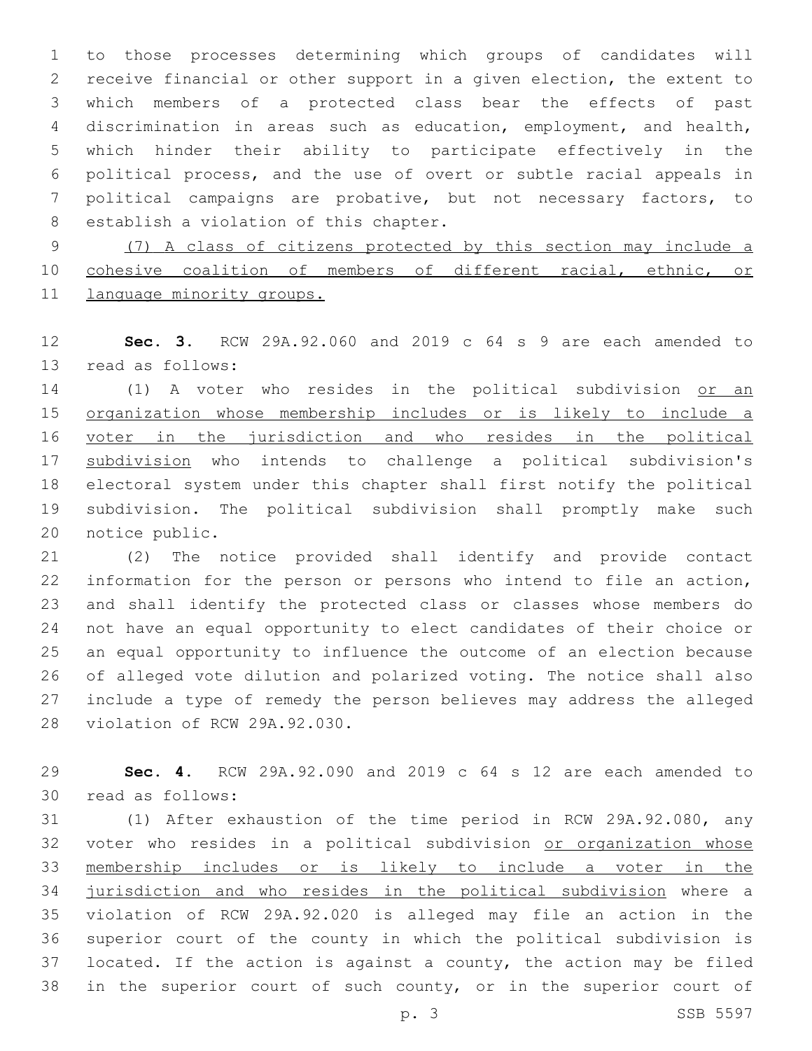to those processes determining which groups of candidates will receive financial or other support in a given election, the extent to which members of a protected class bear the effects of past discrimination in areas such as education, employment, and health, which hinder their ability to participate effectively in the political process, and the use of overt or subtle racial appeals in political campaigns are probative, but not necessary factors, to establish a violation of this chapter.

<u>(7) A class of citizens protected by this section may include a cohesive coalition of members of different racial, ethnic, or language minority groups.</u>

**Sec. 3.** RCW 29A.92.060 and 2019 c 64 s 9 are each amended to read as follows:

(1) A voter who resides in the political subdivision <u>or an organization whose membership includes or is likely to include a voter in the jurisdiction and who resides in the political subdivision</u> who intends to challenge a political subdivision's electoral system under this chapter shall first notify the political subdivision. The political subdivision shall promptly make such notice public.

(2) The notice provided shall identify and provide contact information for the person or persons who intend to file an action, and shall identify the protected class or classes whose members do not have an equal opportunity to elect candidates of their choice or an equal opportunity to influence the outcome of an election because of alleged vote dilution and polarized voting. The notice shall also include a type of remedy the person believes may address the alleged violation of RCW 29A.92.030.

**Sec. 4.** RCW 29A.92.090 and 2019 c 64 s 12 are each amended to read as follows:

(1) After exhaustion of the time period in RCW 29A.92.080, any voter who resides in a political subdivision <u>or organization whose membership includes or is likely to include a voter in the jurisdiction and who resides in the political subdivision</u> where a violation of RCW 29A.92.020 is alleged may file an action in the superior court of the county in which the political subdivision is located. If the action is against a county, the action may be filed in the superior court of such county, or in the superior court of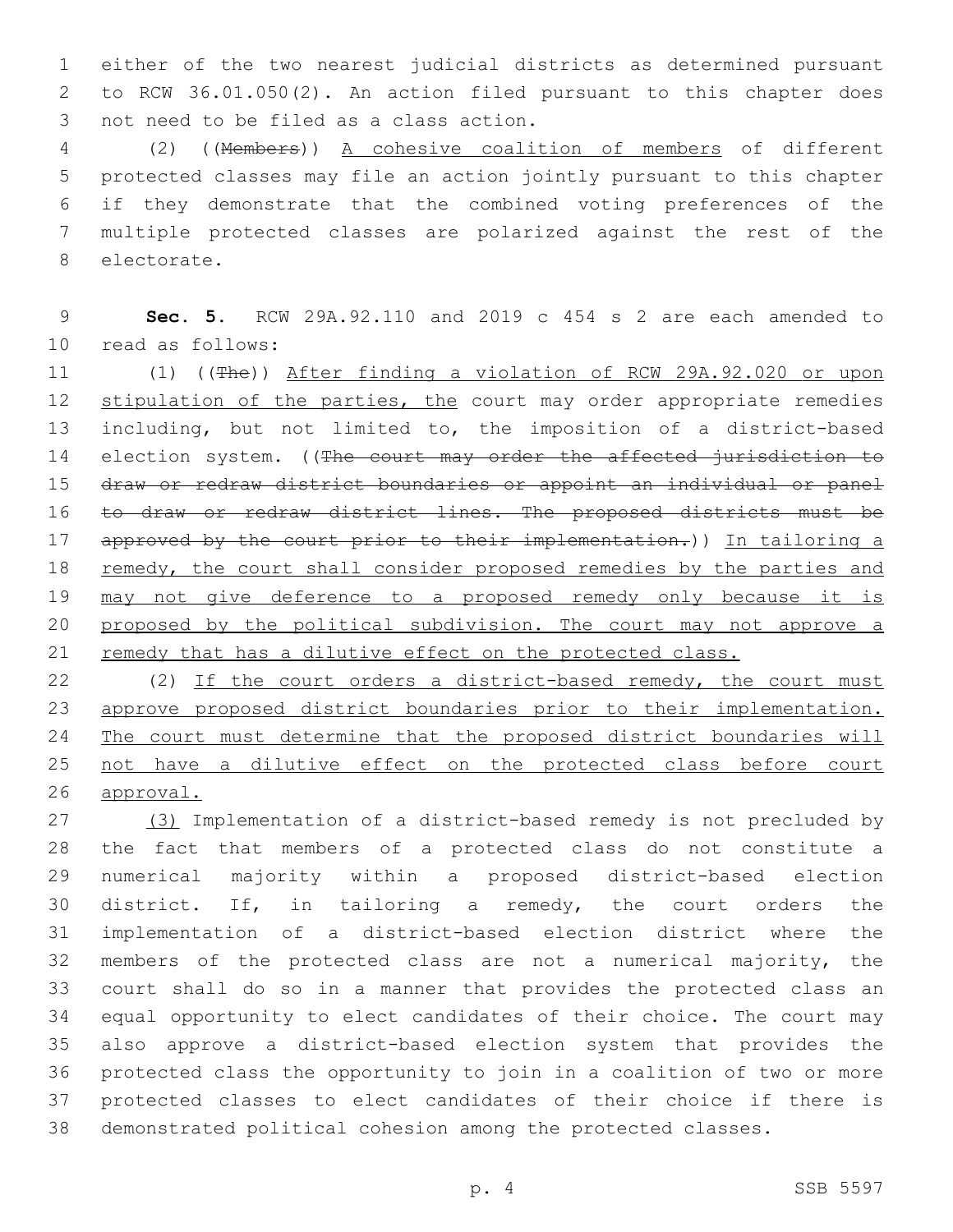either of the two nearest judicial districts as determined pursuant to RCW 36.01.050(2). An action filed pursuant to this chapter does not need to be filed as a class action.

(2) ((~~Members~~)) <u>A cohesive coalition of members</u> of different protected classes may file an action jointly pursuant to this chapter if they demonstrate that the combined voting preferences of the multiple protected classes are polarized against the rest of the electorate.

**Sec. 5.** RCW 29A.92.110 and 2019 c 454 s 2 are each amended to read as follows:

(1) ((~~The~~)) <u>After finding a violation of RCW 29A.92.020 or upon stipulation of the parties, the</u> court may order appropriate remedies including, but not limited to, the imposition of a district-based election system. ((~~The court may order the affected jurisdiction to draw or redraw district boundaries or appoint an individual or panel to draw or redraw district lines. The proposed districts must be approved by the court prior to their implementation.~~)) <u>In tailoring a remedy, the court shall consider proposed remedies by the parties and may not give deference to a proposed remedy only because it is proposed by the political subdivision. The court may not approve a remedy that has a dilutive effect on the protected class.</u>

(2) <u>If the court orders a district-based remedy, the court must approve proposed district boundaries prior to their implementation. The court must determine that the proposed district boundaries will not have a dilutive effect on the protected class before court approval.</u>

<u>(3)</u> Implementation of a district-based remedy is not precluded by the fact that members of a protected class do not constitute a numerical majority within a proposed district-based election district. If, in tailoring a remedy, the court orders the implementation of a district-based election district where the members of the protected class are not a numerical majority, the court shall do so in a manner that provides the protected class an equal opportunity to elect candidates of their choice. The court may also approve a district-based election system that provides the protected class the opportunity to join in a coalition of two or more protected classes to elect candidates of their choice if there is demonstrated political cohesion among the protected classes.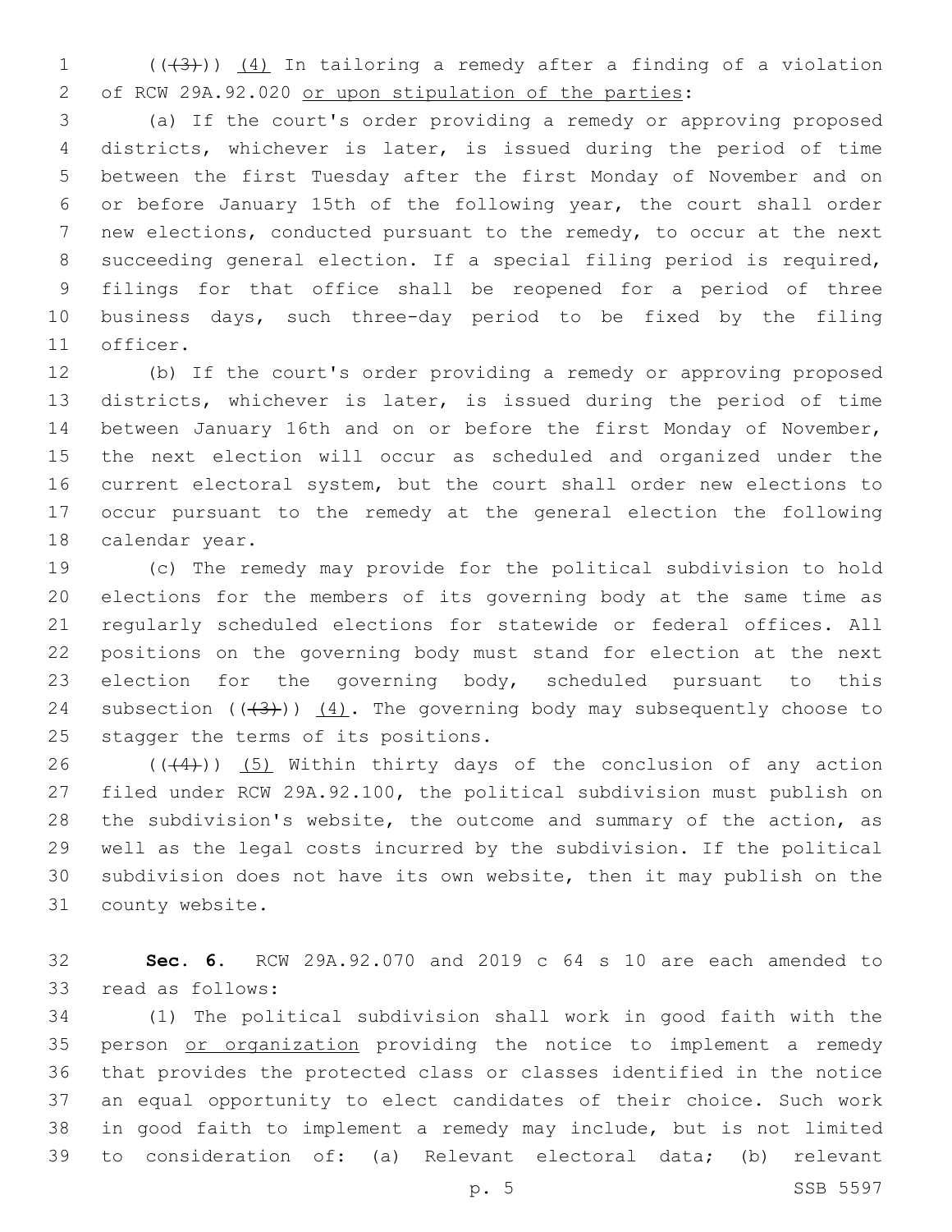(((3))) <u>(4)</u> In tailoring a remedy after a finding of a violation of RCW 29A.92.020 <u>or upon stipulation of the parties</u>:

(a) If the court's order providing a remedy or approving proposed districts, whichever is later, is issued during the period of time between the first Tuesday after the first Monday of November and on or before January 15th of the following year, the court shall order new elections, conducted pursuant to the remedy, to occur at the next succeeding general election. If a special filing period is required, filings for that office shall be reopened for a period of three business days, such three-day period to be fixed by the filing officer.

(b) If the court's order providing a remedy or approving proposed districts, whichever is later, is issued during the period of time between January 16th and on or before the first Monday of November, the next election will occur as scheduled and organized under the current electoral system, but the court shall order new elections to occur pursuant to the remedy at the general election the following calendar year.

(c) The remedy may provide for the political subdivision to hold elections for the members of its governing body at the same time as regularly scheduled elections for statewide or federal offices. All positions on the governing body must stand for election at the next election for the governing body, scheduled pursuant to this subsection (((3))) <u>(4)</u>. The governing body may subsequently choose to stagger the terms of its positions.

(((4))) <u>(5)</u> Within thirty days of the conclusion of any action filed under RCW 29A.92.100, the political subdivision must publish on the subdivision's website, the outcome and summary of the action, as well as the legal costs incurred by the subdivision. If the political subdivision does not have its own website, then it may publish on the county website.

**Sec. 6.** RCW 29A.92.070 and 2019 c 64 s 10 are each amended to read as follows:

(1) The political subdivision shall work in good faith with the person <u>or organization</u> providing the notice to implement a remedy that provides the protected class or classes identified in the notice an equal opportunity to elect candidates of their choice. Such work in good faith to implement a remedy may include, but is not limited to consideration of: (a) Relevant electoral data; (b) relevant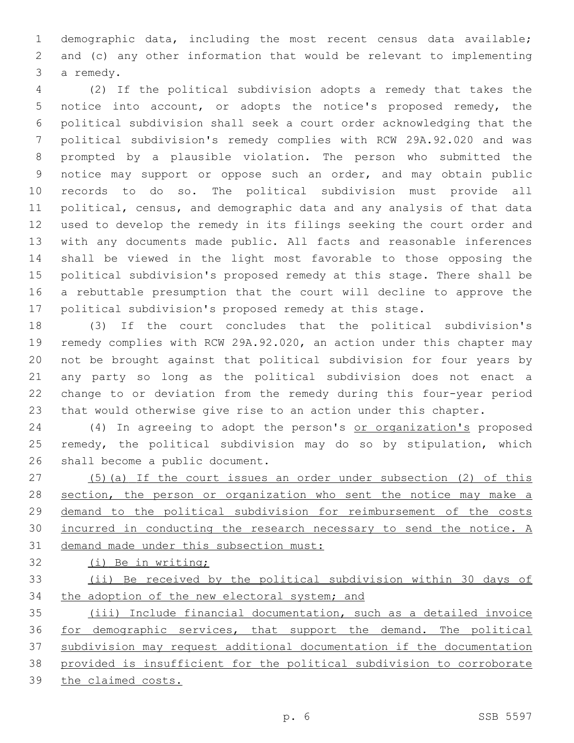demographic data, including the most recent census data available; and (c) any other information that would be relevant to implementing a remedy.

(2) If the political subdivision adopts a remedy that takes the notice into account, or adopts the notice's proposed remedy, the political subdivision shall seek a court order acknowledging that the political subdivision's remedy complies with RCW 29A.92.020 and was prompted by a plausible violation. The person who submitted the notice may support or oppose such an order, and may obtain public records to do so. The political subdivision must provide all political, census, and demographic data and any analysis of that data used to develop the remedy in its filings seeking the court order and with any documents made public. All facts and reasonable inferences shall be viewed in the light most favorable to those opposing the political subdivision's proposed remedy at this stage. There shall be a rebuttable presumption that the court will decline to approve the political subdivision's proposed remedy at this stage.

(3) If the court concludes that the political subdivision's remedy complies with RCW 29A.92.020, an action under this chapter may not be brought against that political subdivision for four years by any party so long as the political subdivision does not enact a change to or deviation from the remedy during this four-year period that would otherwise give rise to an action under this chapter.

(4) In agreeing to adopt the person's <u>or organization's</u> proposed remedy, the political subdivision may do so by stipulation, which shall become a public document.

<u>(5)(a) If the court issues an order under subsection (2) of this section, the person or organization who sent the notice may make a demand to the political subdivision for reimbursement of the costs incurred in conducting the research necessary to send the notice. A demand made under this subsection must:</u>

<u>(i) Be in writing;</u>

<u>(ii) Be received by the political subdivision within 30 days of the adoption of the new electoral system; and</u>

<u>(iii) Include financial documentation, such as a detailed invoice for demographic services, that support the demand. The political subdivision may request additional documentation if the documentation provided is insufficient for the political subdivision to corroborate the claimed costs.</u>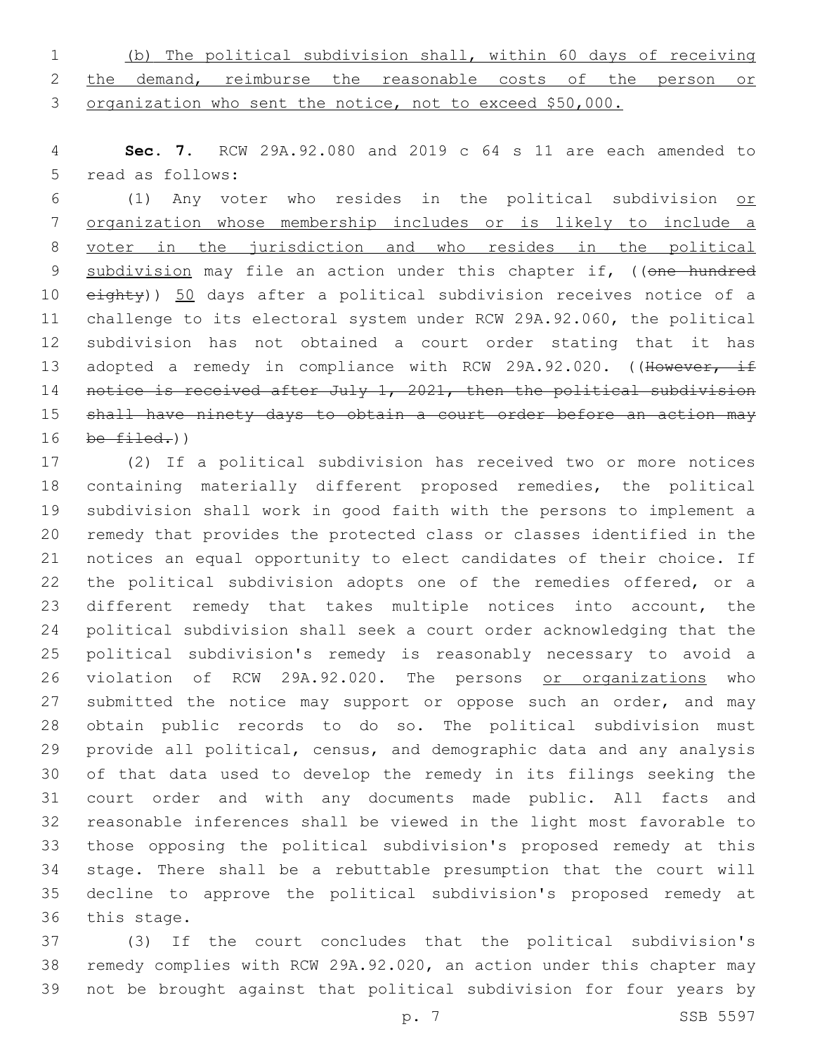(b) The political subdivision shall, within 60 days of receiving the demand, reimburse the reasonable costs of the person or organization who sent the notice, not to exceed $50,000.

**Sec. 7.** RCW 29A.92.080 and 2019 c 64 s 11 are each amended to read as follows:

(1) Any voter who resides in the political subdivision or organization whose membership includes or is likely to include a voter in the jurisdiction and who resides in the political subdivision may file an action under this chapter if, ((~~one hundred eighty~~)) 50 days after a political subdivision receives notice of a challenge to its electoral system under RCW 29A.92.060, the political subdivision has not obtained a court order stating that it has adopted a remedy in compliance with RCW 29A.92.020. ((~~However, if notice is received after July 1, 2021, then the political subdivision shall have ninety days to obtain a court order before an action may be filed.~~))

(2) If a political subdivision has received two or more notices containing materially different proposed remedies, the political subdivision shall work in good faith with the persons to implement a remedy that provides the protected class or classes identified in the notices an equal opportunity to elect candidates of their choice. If the political subdivision adopts one of the remedies offered, or a different remedy that takes multiple notices into account, the political subdivision shall seek a court order acknowledging that the political subdivision's remedy is reasonably necessary to avoid a violation of RCW 29A.92.020. The persons or organizations who submitted the notice may support or oppose such an order, and may obtain public records to do so. The political subdivision must provide all political, census, and demographic data and any analysis of that data used to develop the remedy in its filings seeking the court order and with any documents made public. All facts and reasonable inferences shall be viewed in the light most favorable to those opposing the political subdivision's proposed remedy at this stage. There shall be a rebuttable presumption that the court will decline to approve the political subdivision's proposed remedy at this stage.

(3) If the court concludes that the political subdivision's remedy complies with RCW 29A.92.020, an action under this chapter may not be brought against that political subdivision for four years by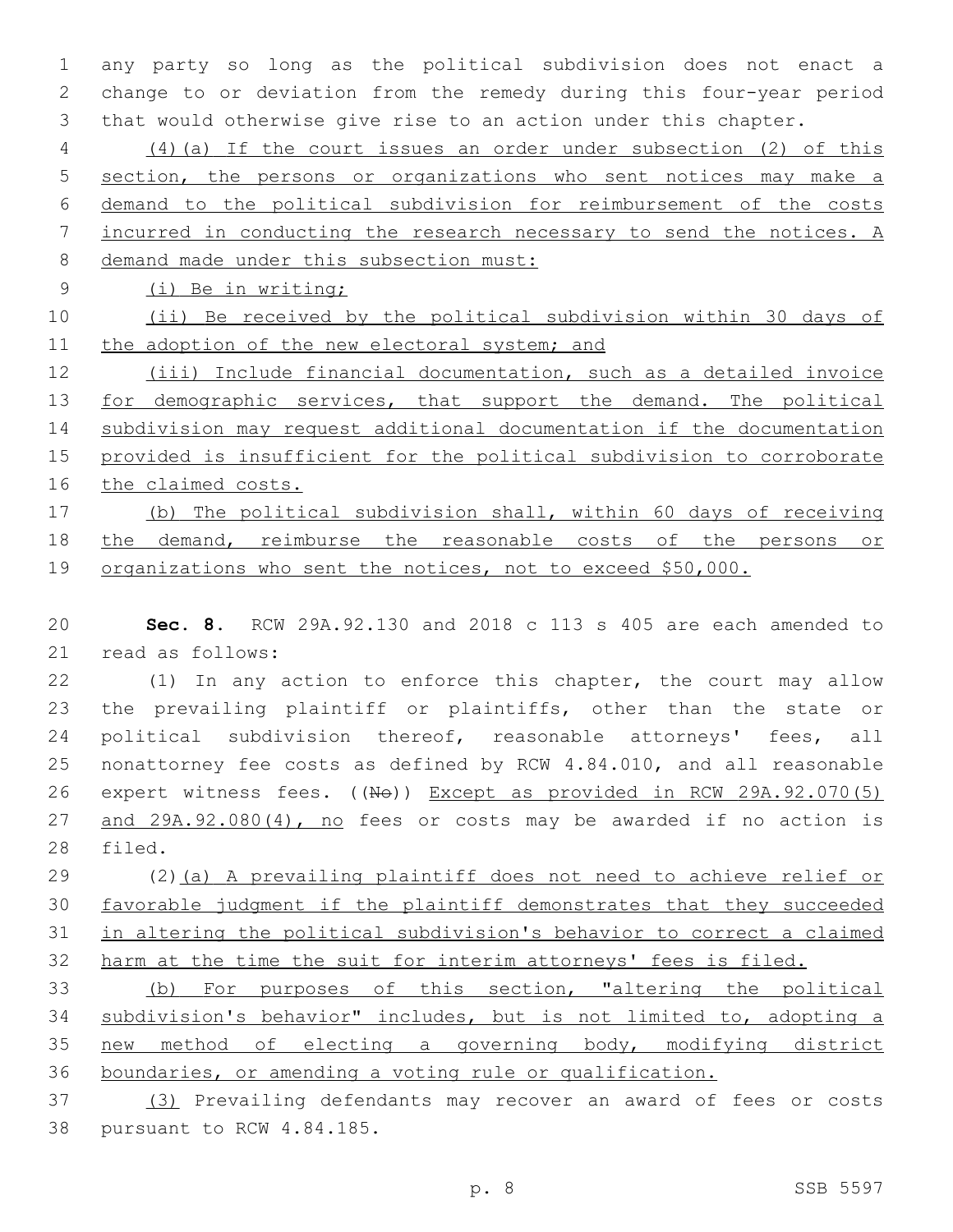any party so long as the political subdivision does not enact a change to or deviation from the remedy during this four-year period that would otherwise give rise to an action under this chapter.

(4)(a) If the court issues an order under subsection (2) of this section, the persons or organizations who sent notices may make a demand to the political subdivision for reimbursement of the costs incurred in conducting the research necessary to send the notices. A demand made under this subsection must:

(i) Be in writing;

(ii) Be received by the political subdivision within 30 days of the adoption of the new electoral system; and

(iii) Include financial documentation, such as a detailed invoice for demographic services, that support the demand. The political subdivision may request additional documentation if the documentation provided is insufficient for the political subdivision to corroborate the claimed costs.

(b) The political subdivision shall, within 60 days of receiving the demand, reimburse the reasonable costs of the persons or organizations who sent the notices, not to exceed $50,000.

**Sec. 8.** RCW 29A.92.130 and 2018 c 113 s 405 are each amended to read as follows:

(1) In any action to enforce this chapter, the court may allow the prevailing plaintiff or plaintiffs, other than the state or political subdivision thereof, reasonable attorneys' fees, all nonattorney fee costs as defined by RCW 4.84.010, and all reasonable expert witness fees. ((~~No~~)) Except as provided in RCW 29A.92.070(5) and 29A.92.080(4), no fees or costs may be awarded if no action is filed.

(2)(a) A prevailing plaintiff does not need to achieve relief or favorable judgment if the plaintiff demonstrates that they succeeded in altering the political subdivision's behavior to correct a claimed harm at the time the suit for interim attorneys' fees is filed.

(b) For purposes of this section, "altering the political subdivision's behavior" includes, but is not limited to, adopting a new method of electing a governing body, modifying district boundaries, or amending a voting rule or qualification.

(3) Prevailing defendants may recover an award of fees or costs pursuant to RCW 4.84.185.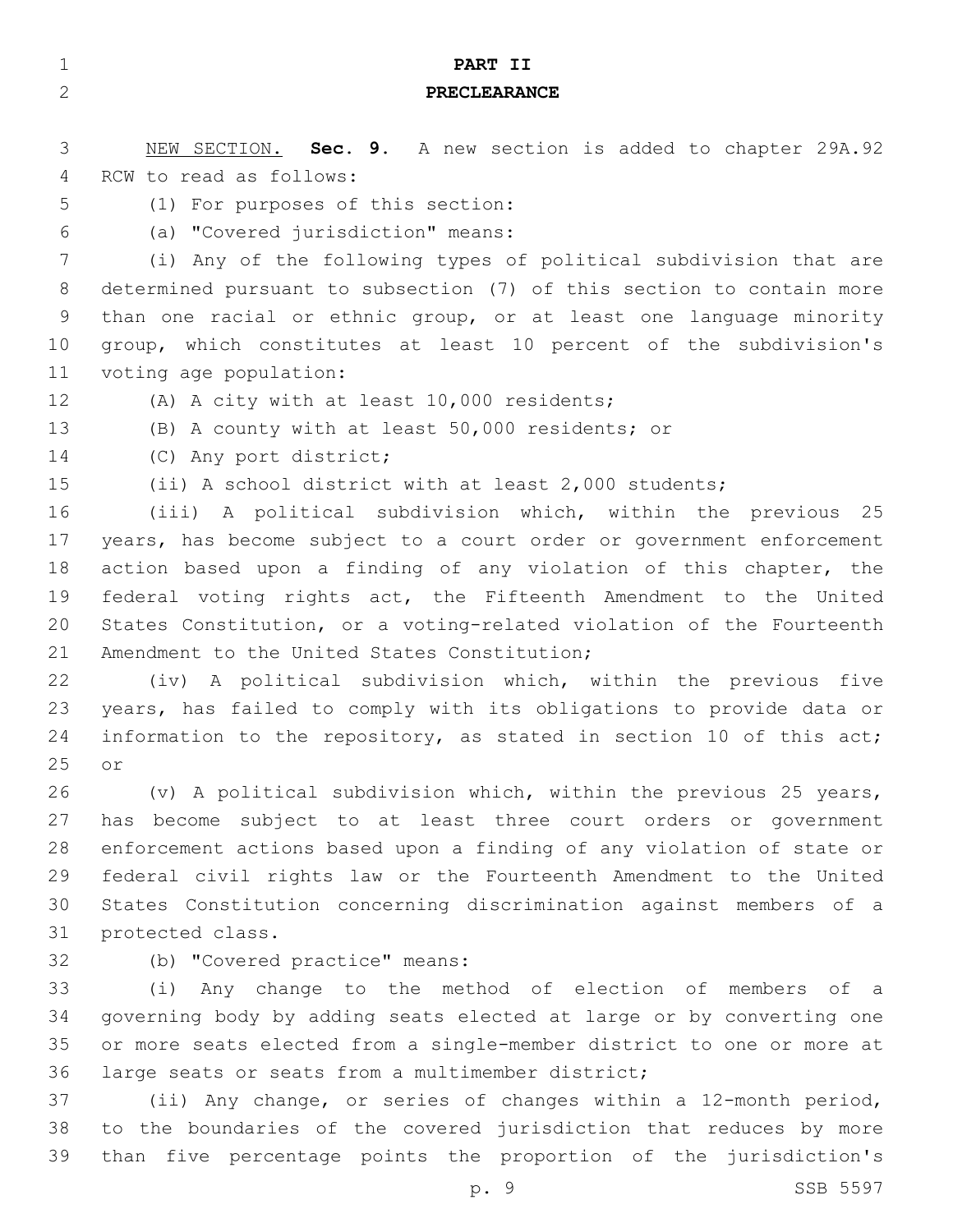## PART II
## PRECLEARANCE

NEW SECTION. **Sec. 9.** A new section is added to chapter 29A.92 RCW to read as follows:

(1) For purposes of this section:

(a) "Covered jurisdiction" means:

(i) Any of the following types of political subdivision that are determined pursuant to subsection (7) of this section to contain more than one racial or ethnic group, or at least one language minority group, which constitutes at least 10 percent of the subdivision's voting age population:

(A) A city with at least 10,000 residents;

(B) A county with at least 50,000 residents; or

(C) Any port district;

(ii) A school district with at least 2,000 students;

(iii) A political subdivision which, within the previous 25 years, has become subject to a court order or government enforcement action based upon a finding of any violation of this chapter, the federal voting rights act, the Fifteenth Amendment to the United States Constitution, or a voting-related violation of the Fourteenth Amendment to the United States Constitution;

(iv) A political subdivision which, within the previous five years, has failed to comply with its obligations to provide data or information to the repository, as stated in section 10 of this act; or

(v) A political subdivision which, within the previous 25 years, has become subject to at least three court orders or government enforcement actions based upon a finding of any violation of state or federal civil rights law or the Fourteenth Amendment to the United States Constitution concerning discrimination against members of a protected class.

(b) "Covered practice" means:

(i) Any change to the method of election of members of a governing body by adding seats elected at large or by converting one or more seats elected from a single-member district to one or more at large seats or seats from a multimember district;

(ii) Any change, or series of changes within a 12-month period, to the boundaries of the covered jurisdiction that reduces by more than five percentage points the proportion of the jurisdiction's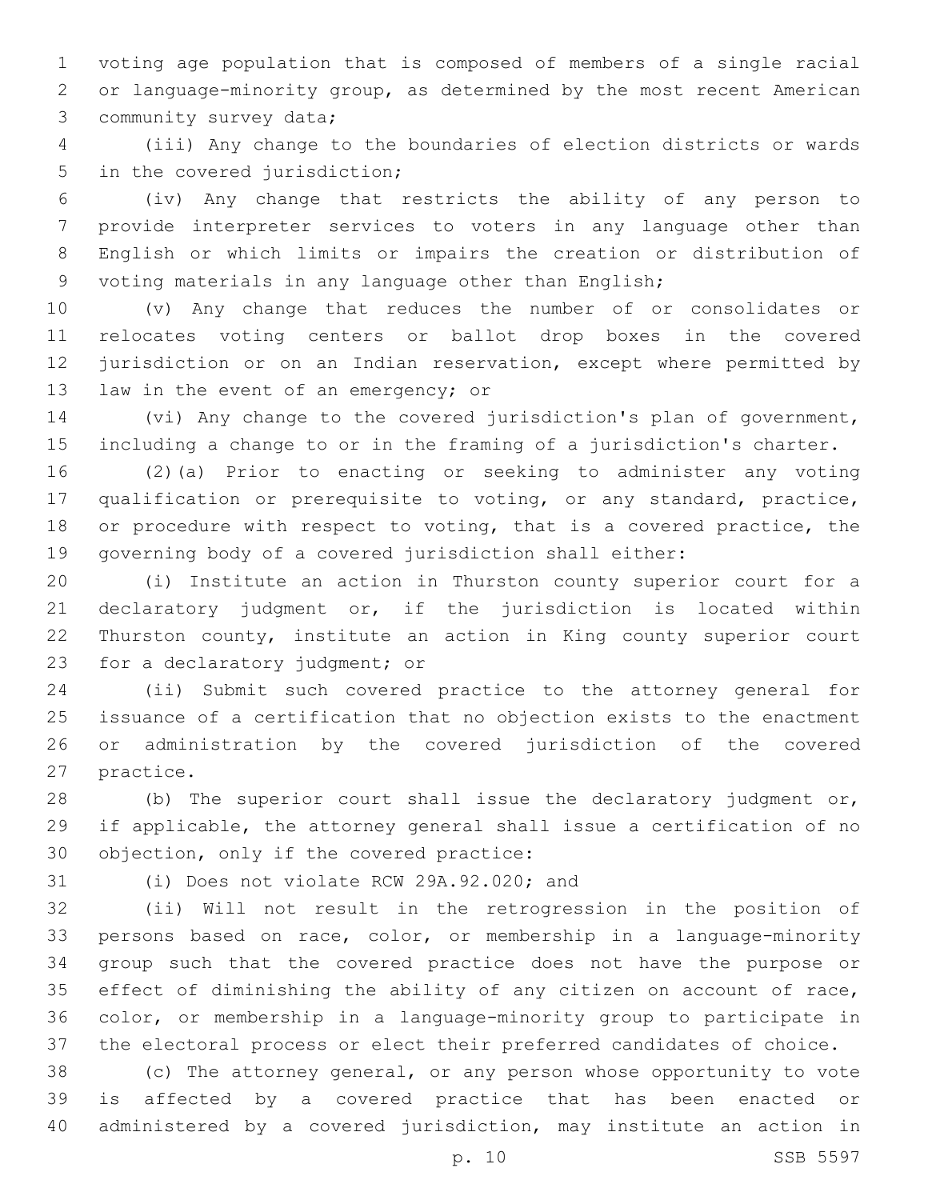voting age population that is composed of members of a single racial or language-minority group, as determined by the most recent American community survey data;

(iii) Any change to the boundaries of election districts or wards in the covered jurisdiction;

(iv) Any change that restricts the ability of any person to provide interpreter services to voters in any language other than English or which limits or impairs the creation or distribution of voting materials in any language other than English;

(v) Any change that reduces the number of or consolidates or relocates voting centers or ballot drop boxes in the covered jurisdiction or on an Indian reservation, except where permitted by law in the event of an emergency; or

(vi) Any change to the covered jurisdiction's plan of government, including a change to or in the framing of a jurisdiction's charter.

(2)(a) Prior to enacting or seeking to administer any voting qualification or prerequisite to voting, or any standard, practice, or procedure with respect to voting, that is a covered practice, the governing body of a covered jurisdiction shall either:

(i) Institute an action in Thurston county superior court for a declaratory judgment or, if the jurisdiction is located within Thurston county, institute an action in King county superior court for a declaratory judgment; or

(ii) Submit such covered practice to the attorney general for issuance of a certification that no objection exists to the enactment or administration by the covered jurisdiction of the covered practice.

(b) The superior court shall issue the declaratory judgment or, if applicable, the attorney general shall issue a certification of no objection, only if the covered practice:

(i) Does not violate RCW 29A.92.020; and

(ii) Will not result in the retrogression in the position of persons based on race, color, or membership in a language-minority group such that the covered practice does not have the purpose or effect of diminishing the ability of any citizen on account of race, color, or membership in a language-minority group to participate in the electoral process or elect their preferred candidates of choice.

(c) The attorney general, or any person whose opportunity to vote is affected by a covered practice that has been enacted or administered by a covered jurisdiction, may institute an action in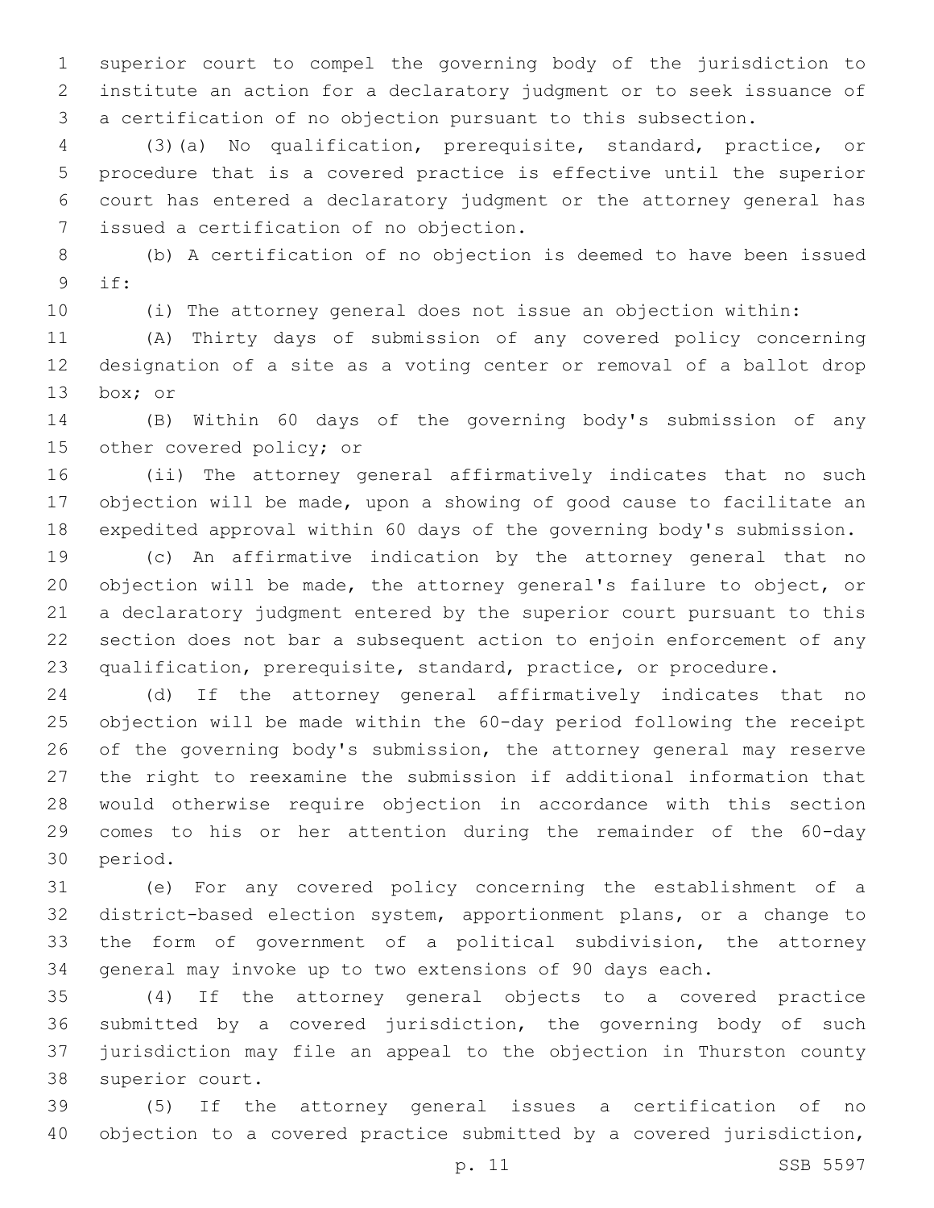superior court to compel the governing body of the jurisdiction to institute an action for a declaratory judgment or to seek issuance of a certification of no objection pursuant to this subsection.

(3)(a) No qualification, prerequisite, standard, practice, or procedure that is a covered practice is effective until the superior court has entered a declaratory judgment or the attorney general has issued a certification of no objection.

(b) A certification of no objection is deemed to have been issued if:

(i) The attorney general does not issue an objection within:

(A) Thirty days of submission of any covered policy concerning designation of a site as a voting center or removal of a ballot drop box; or

(B) Within 60 days of the governing body's submission of any other covered policy; or

(ii) The attorney general affirmatively indicates that no such objection will be made, upon a showing of good cause to facilitate an expedited approval within 60 days of the governing body's submission.

(c) An affirmative indication by the attorney general that no objection will be made, the attorney general's failure to object, or a declaratory judgment entered by the superior court pursuant to this section does not bar a subsequent action to enjoin enforcement of any qualification, prerequisite, standard, practice, or procedure.

(d) If the attorney general affirmatively indicates that no objection will be made within the 60-day period following the receipt of the governing body's submission, the attorney general may reserve the right to reexamine the submission if additional information that would otherwise require objection in accordance with this section comes to his or her attention during the remainder of the 60-day period.

(e) For any covered policy concerning the establishment of a district-based election system, apportionment plans, or a change to the form of government of a political subdivision, the attorney general may invoke up to two extensions of 90 days each.

(4) If the attorney general objects to a covered practice submitted by a covered jurisdiction, the governing body of such jurisdiction may file an appeal to the objection in Thurston county superior court.

(5) If the attorney general issues a certification of no objection to a covered practice submitted by a covered jurisdiction,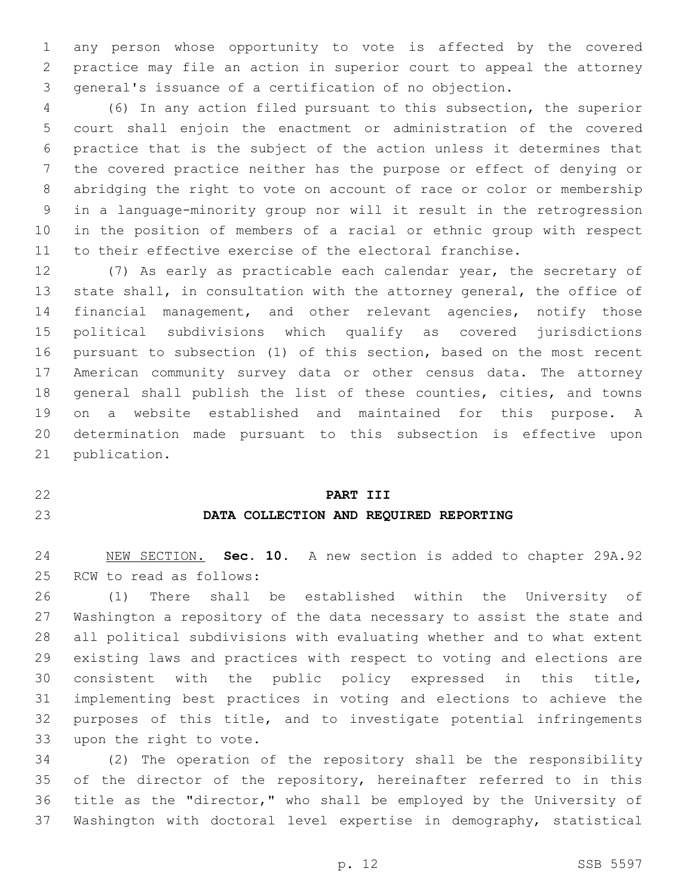any person whose opportunity to vote is affected by the covered practice may file an action in superior court to appeal the attorney general's issuance of a certification of no objection.

(6) In any action filed pursuant to this subsection, the superior court shall enjoin the enactment or administration of the covered practice that is the subject of the action unless it determines that the covered practice neither has the purpose or effect of denying or abridging the right to vote on account of race or color or membership in a language-minority group nor will it result in the retrogression in the position of members of a racial or ethnic group with respect to their effective exercise of the electoral franchise.

(7) As early as practicable each calendar year, the secretary of state shall, in consultation with the attorney general, the office of financial management, and other relevant agencies, notify those political subdivisions which qualify as covered jurisdictions pursuant to subsection (1) of this section, based on the most recent American community survey data or other census data. The attorney general shall publish the list of these counties, cities, and towns on a website established and maintained for this purpose. A determination made pursuant to this subsection is effective upon publication.

## PART III
## DATA COLLECTION AND REQUIRED REPORTING

NEW SECTION. **Sec. 10.** A new section is added to chapter 29A.92 RCW to read as follows:

(1) There shall be established within the University of Washington a repository of the data necessary to assist the state and all political subdivisions with evaluating whether and to what extent existing laws and practices with respect to voting and elections are consistent with the public policy expressed in this title, implementing best practices in voting and elections to achieve the purposes of this title, and to investigate potential infringements upon the right to vote.

(2) The operation of the repository shall be the responsibility of the director of the repository, hereinafter referred to in this title as the "director," who shall be employed by the University of Washington with doctoral level expertise in demography, statistical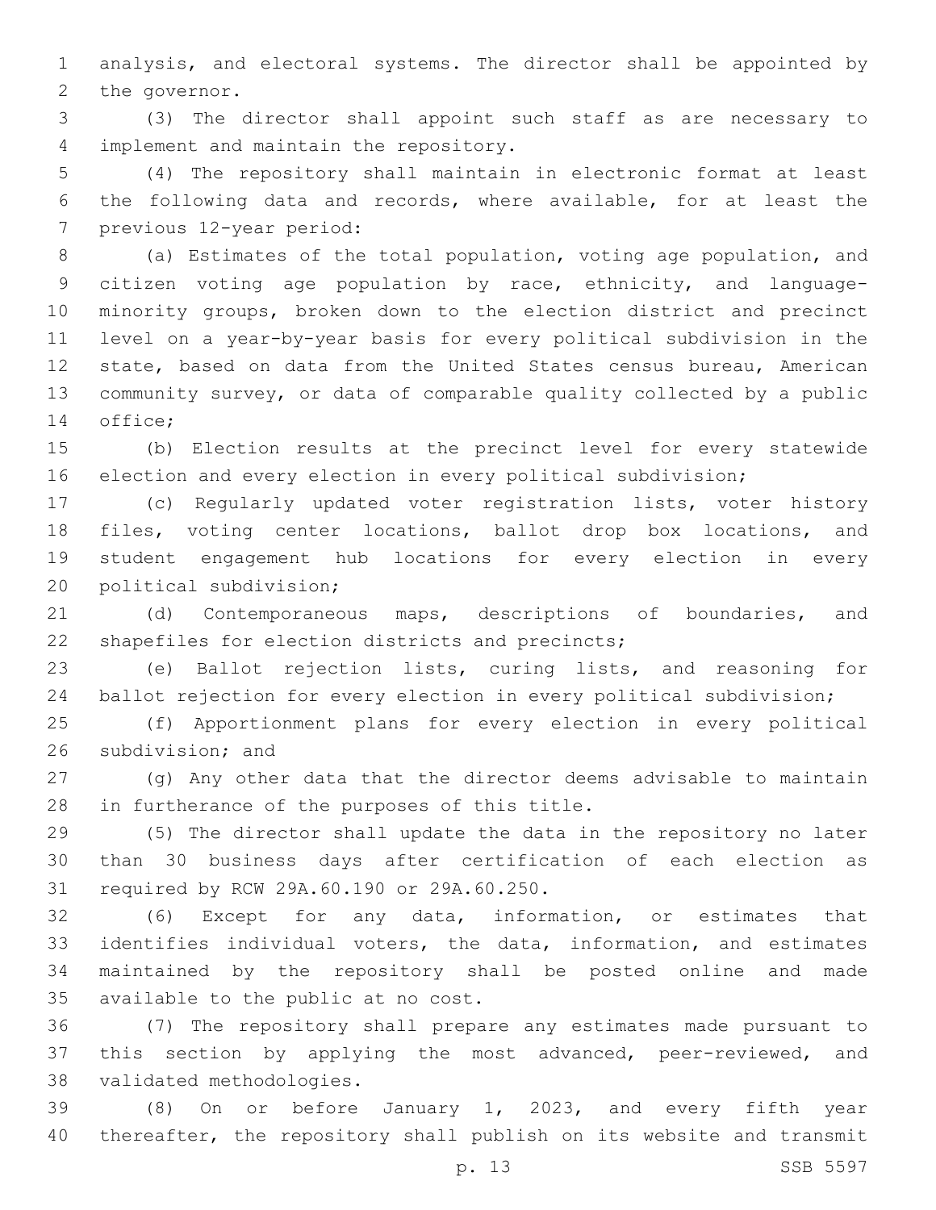analysis, and electoral systems. The director shall be appointed by the governor.

(3) The director shall appoint such staff as are necessary to implement and maintain the repository.

(4) The repository shall maintain in electronic format at least the following data and records, where available, for at least the previous 12-year period:

(a) Estimates of the total population, voting age population, and citizen voting age population by race, ethnicity, and language-minority groups, broken down to the election district and precinct level on a year-by-year basis for every political subdivision in the state, based on data from the United States census bureau, American community survey, or data of comparable quality collected by a public office;

(b) Election results at the precinct level for every statewide election and every election in every political subdivision;

(c) Regularly updated voter registration lists, voter history files, voting center locations, ballot drop box locations, and student engagement hub locations for every election in every political subdivision;

(d) Contemporaneous maps, descriptions of boundaries, and shapefiles for election districts and precincts;

(e) Ballot rejection lists, curing lists, and reasoning for ballot rejection for every election in every political subdivision;

(f) Apportionment plans for every election in every political subdivision; and

(g) Any other data that the director deems advisable to maintain in furtherance of the purposes of this title.

(5) The director shall update the data in the repository no later than 30 business days after certification of each election as required by RCW 29A.60.190 or 29A.60.250.

(6) Except for any data, information, or estimates that identifies individual voters, the data, information, and estimates maintained by the repository shall be posted online and made available to the public at no cost.

(7) The repository shall prepare any estimates made pursuant to this section by applying the most advanced, peer-reviewed, and validated methodologies.

(8) On or before January 1, 2023, and every fifth year thereafter, the repository shall publish on its website and transmit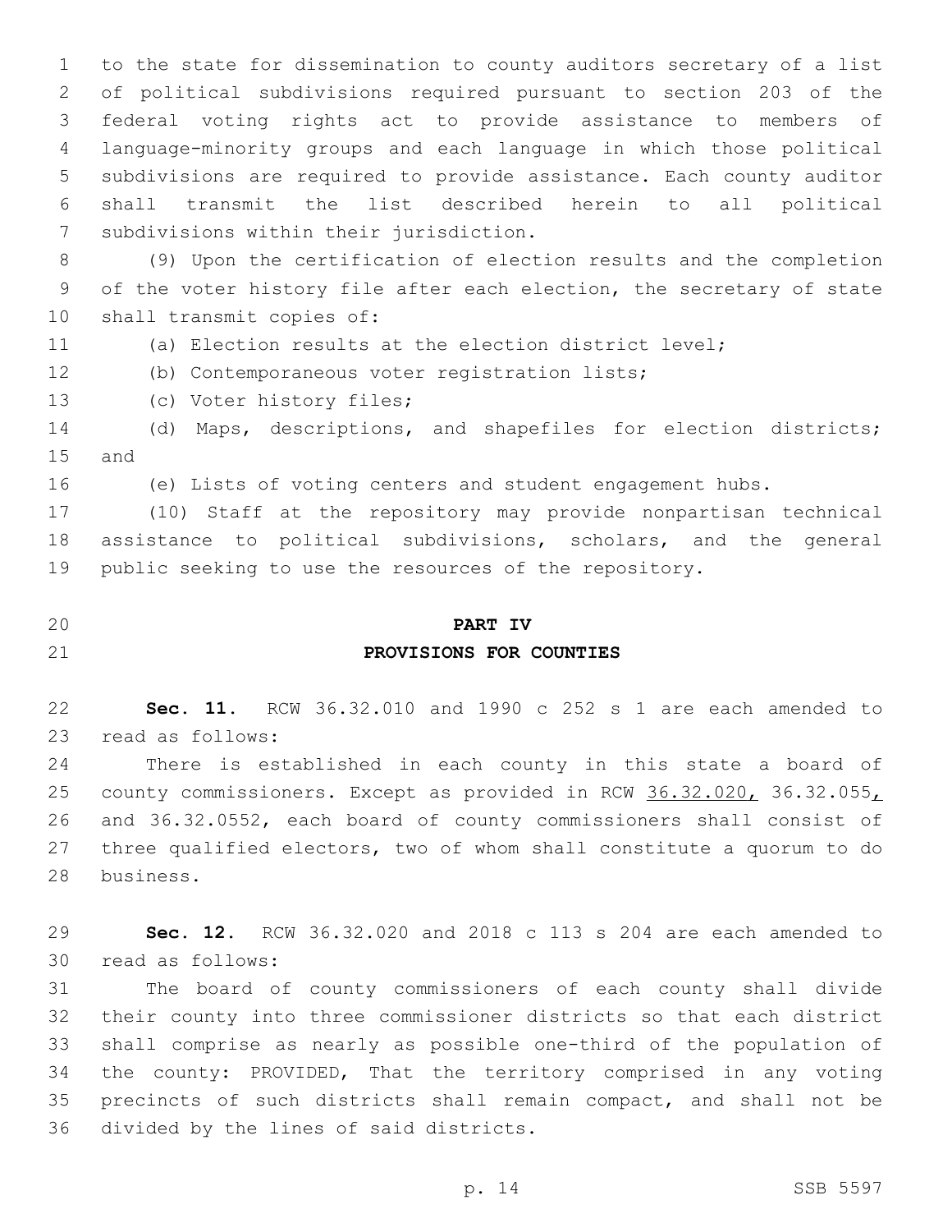to the state for dissemination to county auditors secretary of a list of political subdivisions required pursuant to section 203 of the federal voting rights act to provide assistance to members of language-minority groups and each language in which those political subdivisions are required to provide assistance. Each county auditor shall transmit the list described herein to all political subdivisions within their jurisdiction.

(9) Upon the certification of election results and the completion of the voter history file after each election, the secretary of state shall transmit copies of:

(a) Election results at the election district level;

(b) Contemporaneous voter registration lists;

(c) Voter history files;

(d) Maps, descriptions, and shapefiles for election districts; and

(e) Lists of voting centers and student engagement hubs.

(10) Staff at the repository may provide nonpartisan technical assistance to political subdivisions, scholars, and the general public seeking to use the resources of the repository.

## PART IV
## PROVISIONS FOR COUNTIES

**Sec. 11.** RCW 36.32.010 and 1990 c 252 s 1 are each amended to read as follows:

There is established in each county in this state a board of county commissioners. Except as provided in RCW <u>36.32.020,</u> 36.32.055<u>,</u> and 36.32.0552, each board of county commissioners shall consist of three qualified electors, two of whom shall constitute a quorum to do business.

**Sec. 12.** RCW 36.32.020 and 2018 c 113 s 204 are each amended to read as follows:

The board of county commissioners of each county shall divide their county into three commissioner districts so that each district shall comprise as nearly as possible one-third of the population of the county: PROVIDED, That the territory comprised in any voting precincts of such districts shall remain compact, and shall not be divided by the lines of said districts.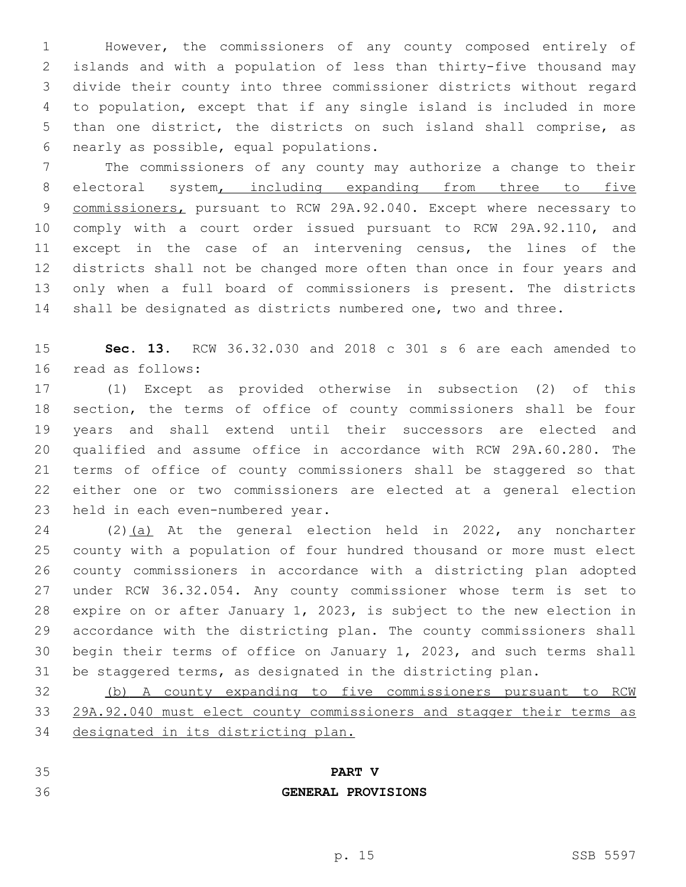However, the commissioners of any county composed entirely of islands and with a population of less than thirty-five thousand may divide their county into three commissioner districts without regard to population, except that if any single island is included in more than one district, the districts on such island shall comprise, as nearly as possible, equal populations.

The commissioners of any county may authorize a change to their electoral system, including expanding from three to five commissioners, pursuant to RCW 29A.92.040. Except where necessary to comply with a court order issued pursuant to RCW 29A.92.110, and except in the case of an intervening census, the lines of the districts shall not be changed more often than once in four years and only when a full board of commissioners is present. The districts shall be designated as districts numbered one, two and three.

**Sec. 13.** RCW 36.32.030 and 2018 c 301 s 6 are each amended to read as follows:

(1) Except as provided otherwise in subsection (2) of this section, the terms of office of county commissioners shall be four years and shall extend until their successors are elected and qualified and assume office in accordance with RCW 29A.60.280. The terms of office of county commissioners shall be staggered so that either one or two commissioners are elected at a general election held in each even-numbered year.

(2)(a) At the general election held in 2022, any noncharter county with a population of four hundred thousand or more must elect county commissioners in accordance with a districting plan adopted under RCW 36.32.054. Any county commissioner whose term is set to expire on or after January 1, 2023, is subject to the new election in accordance with the districting plan. The county commissioners shall begin their terms of office on January 1, 2023, and such terms shall be staggered terms, as designated in the districting plan.

(b) A county expanding to five commissioners pursuant to RCW 29A.92.040 must elect county commissioners and stagger their terms as designated in its districting plan.

## PART V
## GENERAL PROVISIONS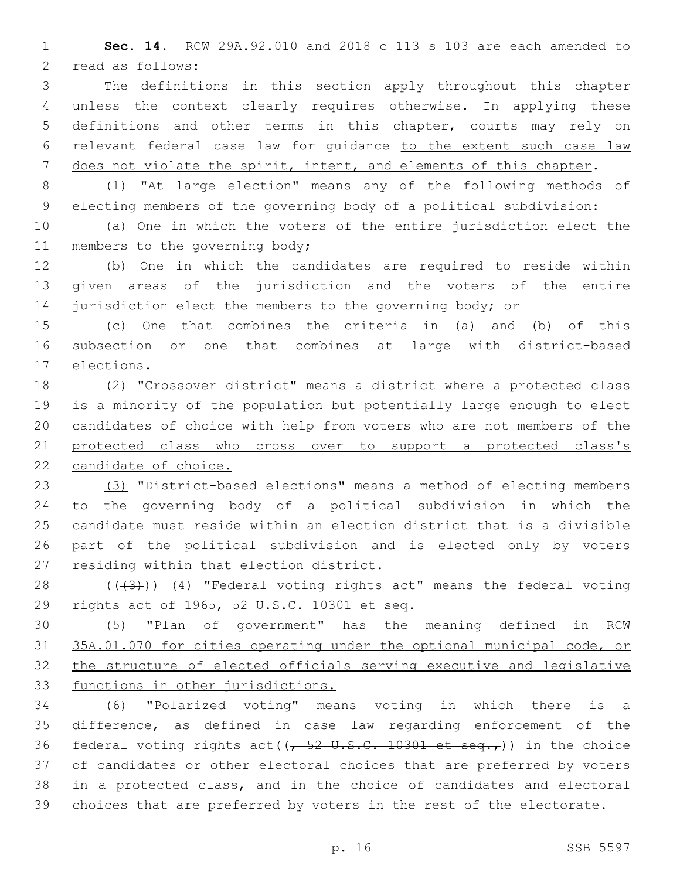**Sec. 14.** RCW 29A.92.010 and 2018 c 113 s 103 are each amended to read as follows:

The definitions in this section apply throughout this chapter unless the context clearly requires otherwise. In applying these definitions and other terms in this chapter, courts may rely on relevant federal case law for guidance to the extent such case law does not violate the spirit, intent, and elements of this chapter.

(1) "At large election" means any of the following methods of electing members of the governing body of a political subdivision:

(a) One in which the voters of the entire jurisdiction elect the members to the governing body;

(b) One in which the candidates are required to reside within given areas of the jurisdiction and the voters of the entire jurisdiction elect the members to the governing body; or

(c) One that combines the criteria in (a) and (b) of this subsection or one that combines at large with district-based elections.

(2) "Crossover district" means a district where a protected class is a minority of the population but potentially large enough to elect candidates of choice with help from voters who are not members of the protected class who cross over to support a protected class's candidate of choice.

(3) "District-based elections" means a method of electing members to the governing body of a political subdivision in which the candidate must reside within an election district that is a divisible part of the political subdivision and is elected only by voters residing within that election district.

(((3))) (4) "Federal voting rights act" means the federal voting rights act of 1965, 52 U.S.C. 10301 et seq.

(5) "Plan of government" has the meaning defined in RCW 35A.01.070 for cities operating under the optional municipal code, or the structure of elected officials serving executive and legislative functions in other jurisdictions.

(6) "Polarized voting" means voting in which there is a difference, as defined in case law regarding enforcement of the federal voting rights act((, 52 U.S.C. 10301 et seq.,)) in the choice of candidates or other electoral choices that are preferred by voters in a protected class, and in the choice of candidates and electoral choices that are preferred by voters in the rest of the electorate.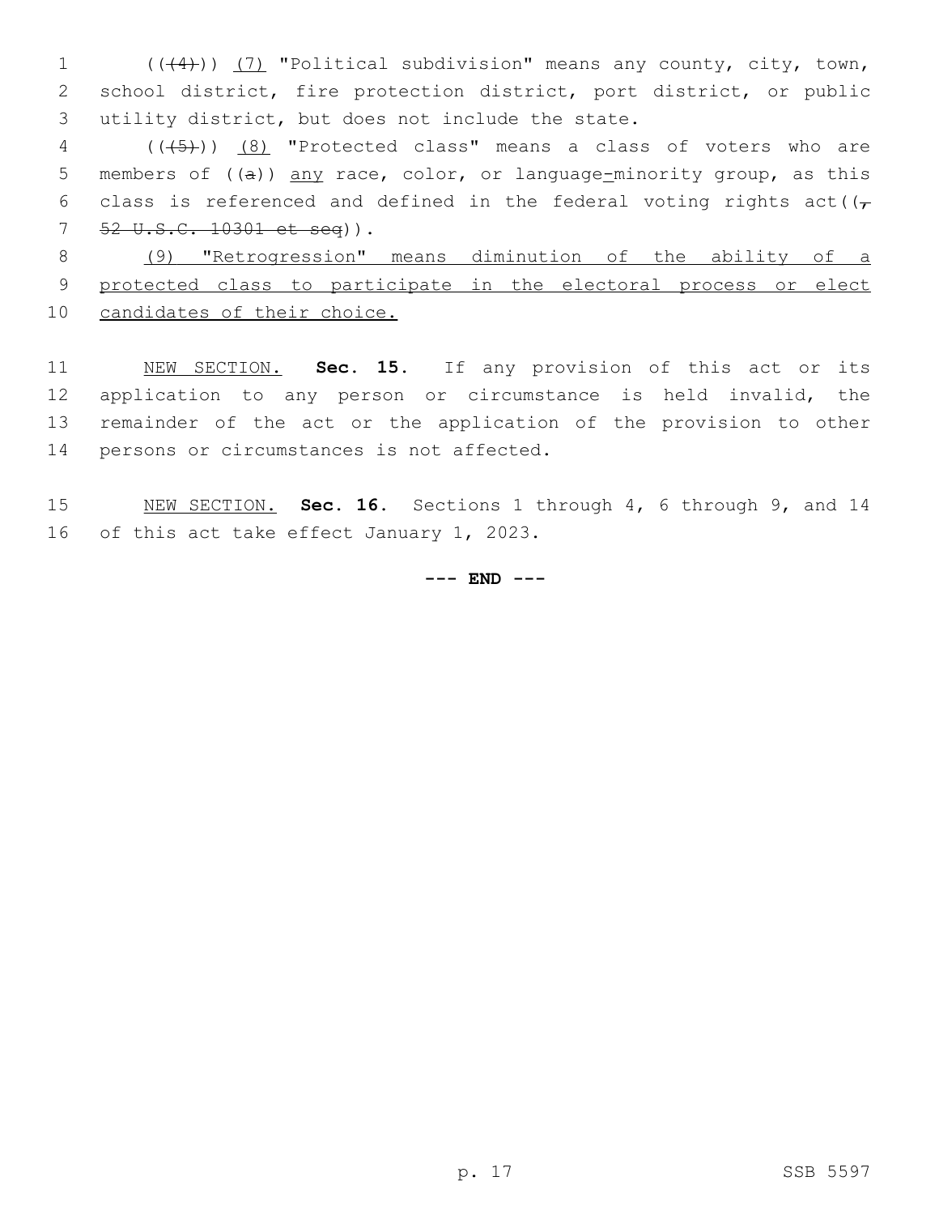(((4))) (7) "Political subdivision" means any county, city, town, school district, fire protection district, port district, or public utility district, but does not include the state.

(((5))) (8) "Protected class" means a class of voters who are members of ((a)) any race, color, or language-minority group, as this class is referenced and defined in the federal voting rights act((, 52 U.S.C. 10301 et seq)).

(9) "Retrogression" means diminution of the ability of a protected class to participate in the electoral process or elect candidates of their choice.

NEW SECTION. **Sec. 15.** If any provision of this act or its application to any person or circumstance is held invalid, the remainder of the act or the application of the provision to other persons or circumstances is not affected.

NEW SECTION. **Sec. 16.** Sections 1 through 4, 6 through 9, and 14 of this act take effect January 1, 2023.

**--- END ---**